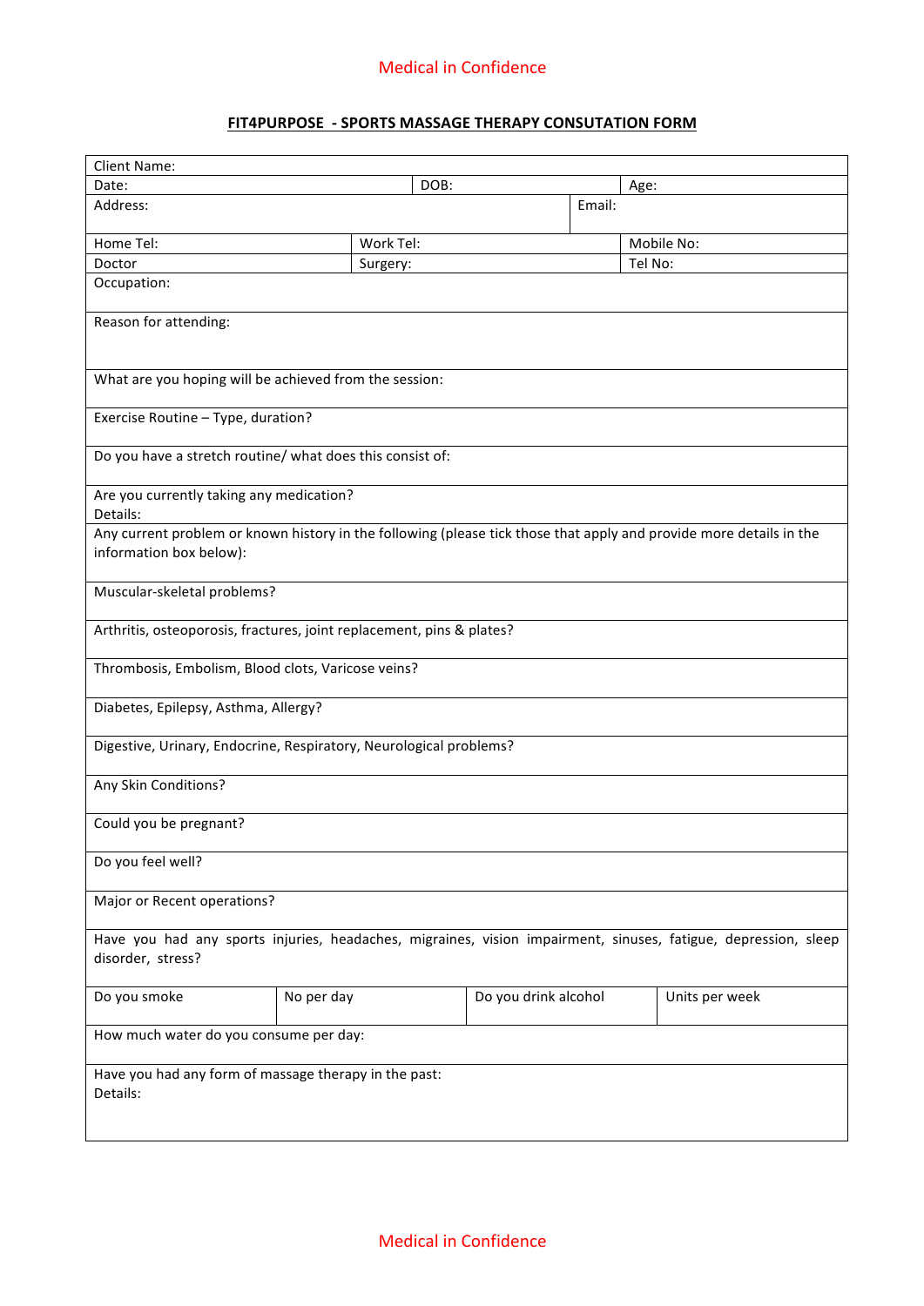Medical in Confidence

**FIT4PURPOSE - SPORTS MASSAGE THERAPY CONSUTATION FORM**

| | | | |
|---|---|---|---|
| Client Name: | | | |
| Date: | DOB: | | Age: |
| Address: | | Email: | |
| Home Tel: | Work Tel: | | Mobile No: |
| Doctor | Surgery: | | Tel No: |
| Occupation: | | | |
| Reason for attending: | | | |
| What are you hoping will be achieved from the session: | | | |
| Exercise Routine – Type, duration? | | | |
| Do you have a stretch routine/ what does this consist of: | | | |
| Are you currently taking any medication?<br>Details: | | | |
| Any current problem or known history in the following (please tick those that apply and provide more details in the information box below): | | | |
| Muscular-skeletal problems? | | | |
| Arthritis, osteoporosis, fractures, joint replacement, pins & plates? | | | |
| Thrombosis, Embolism, Blood clots, Varicose veins? | | | |
| Diabetes, Epilepsy, Asthma, Allergy? | | | |
| Digestive, Urinary, Endocrine, Respiratory, Neurological problems? | | | |
| Any Skin Conditions? | | | |
| Could you be pregnant? | | | |
| Do you feel well? | | | |
| Major or Recent operations? | | | |
| Have you had any sports injuries, headaches, migraines, vision impairment, sinuses, fatigue, depression, sleep disorder, stress? | | | |
| Do you smoke | No per day | Do you drink alcohol | Units per week |
| How much water do you consume per day: | | | |
| Have you had any form of massage therapy in the past:<br>Details: | | | |

Medical in Confidence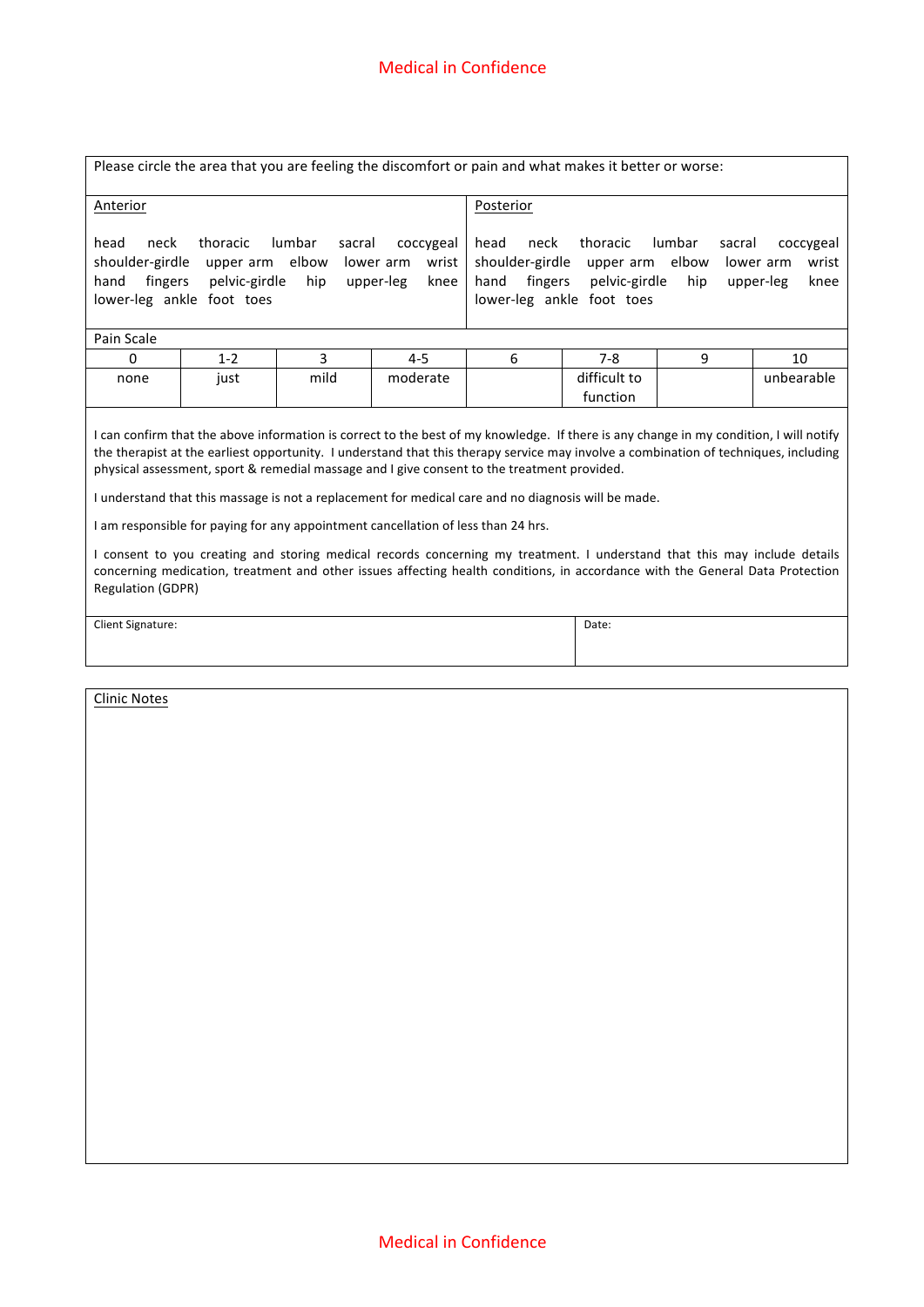Please circle the area that you are feeling the discomfort or pain and what makes it better or worse:

| Anterior | Posterior |
|---|---|
| head neck thoracic lumbar sacral coccygeal shoulder-girdle upper arm elbow lower arm wrist hand fingers pelvic-girdle hip upper-leg knee lower-leg ankle foot toes | head neck thoracic lumbar sacral coccygeal shoulder-girdle upper arm elbow lower arm wrist hand fingers pelvic-girdle hip upper-leg knee lower-leg ankle foot toes |

Pain Scale

| 0 | 1-2 | 3 | 4-5 | 6 | 7-8 | 9 | 10 |
|---|---|---|---|---|---|---|---|
| none | just | mild | moderate | | difficult to function | | unbearable |

I can confirm that the above information is correct to the best of my knowledge. If there is any change in my condition, I will notify the therapist at the earliest opportunity. I understand that this therapy service may involve a combination of techniques, including physical assessment, sport & remedial massage and I give consent to the treatment provided.

I understand that this massage is not a replacement for medical care and no diagnosis will be made.

I am responsible for paying for any appointment cancellation of less than 24 hrs.

I consent to you creating and storing medical records concerning my treatment. I understand that this may include details concerning medication, treatment and other issues affecting health conditions, in accordance with the General Data Protection Regulation (GDPR)

| Client Signature: | Date: |
|---|---|
| | |

Clinic Notes